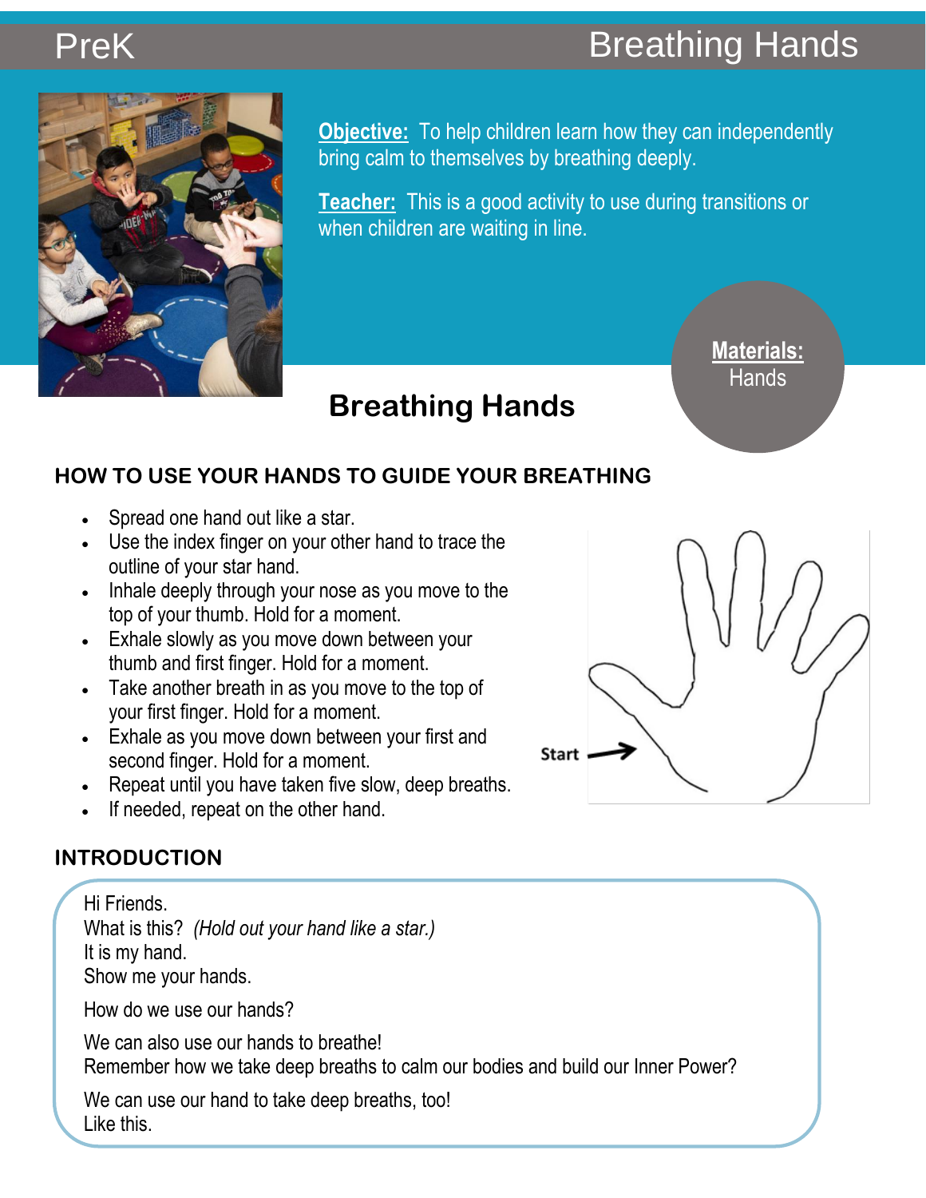PreK

# Breathing Hands

**Objective:** To help children learn how they can independently bring calm to themselves by breathing deeply.

**Teacher:** This is a good activity to use during transitions or when children are waiting in line.

**Materials:**
Hands

## Breathing Hands

### HOW TO USE YOUR HANDS TO GUIDE YOUR BREATHING

- Spread one hand out like a star.
- Use the index finger on your other hand to trace the outline of your star hand.
- Inhale deeply through your nose as you move to the top of your thumb. Hold for a moment.
- Exhale slowly as you move down between your thumb and first finger. Hold for a moment.
- Take another breath in as you move to the top of your first finger. Hold for a moment.
- Exhale as you move down between your first and second finger. Hold for a moment.
- Repeat until you have taken five slow, deep breaths.
- If needed, repeat on the other hand.

Start

### INTRODUCTION

Hi Friends.
What is this? *(Hold out your hand like a star.)*
It is my hand.
Show me your hands.

How do we use our hands?

We can also use our hands to breathe!
Remember how we take deep breaths to calm our bodies and build our Inner Power?

We can use our hand to take deep breaths, too!
Like this.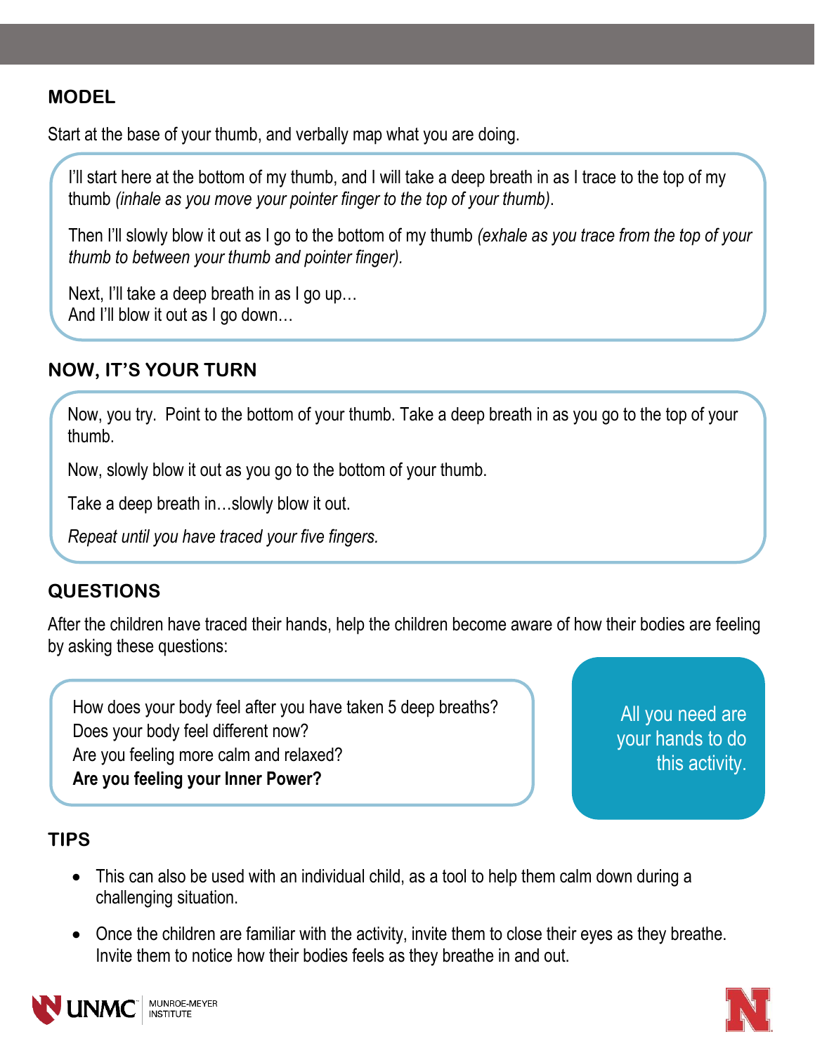## MODEL

Start at the base of your thumb, and verbally map what you are doing.

I'll start here at the bottom of my thumb, and I will take a deep breath in as I trace to the top of my thumb *(inhale as you move your pointer finger to the top of your thumb)*.

Then I'll slowly blow it out as I go to the bottom of my thumb *(exhale as you trace from the top of your thumb to between your thumb and pointer finger).*

Next, I'll take a deep breath in as I go up…
And I'll blow it out as I go down…

## NOW, IT'S YOUR TURN

Now, you try. Point to the bottom of your thumb. Take a deep breath in as you go to the top of your thumb.

Now, slowly blow it out as you go to the bottom of your thumb.

Take a deep breath in…slowly blow it out.

*Repeat until you have traced your five fingers.*

## QUESTIONS

After the children have traced their hands, help the children become aware of how their bodies are feeling by asking these questions:

How does your body feel after you have taken 5 deep breaths?
Does your body feel different now?
Are you feeling more calm and relaxed?
**Are you feeling your Inner Power?**

All you need are your hands to do this activity.

## TIPS

- This can also be used with an individual child, as a tool to help them calm down during a challenging situation.
- Once the children are familiar with the activity, invite them to close their eyes as they breathe. Invite them to notice how their bodies feels as they breathe in and out.

UNMC MUNROE-MEYER INSTITUTE